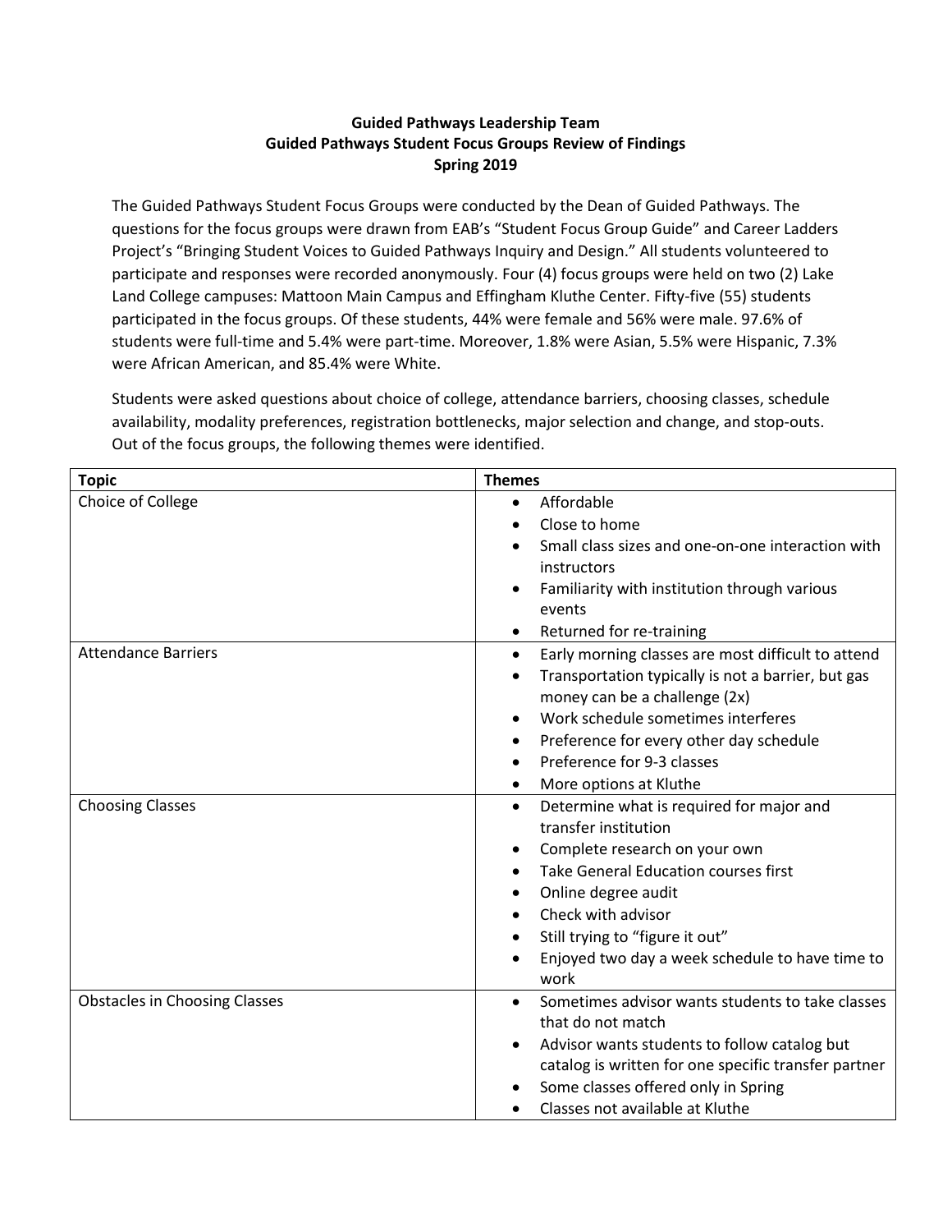**Guided Pathways Leadership Team**
**Guided Pathways Student Focus Groups Review of Findings**
**Spring 2019**

The Guided Pathways Student Focus Groups were conducted by the Dean of Guided Pathways. The questions for the focus groups were drawn from EAB's "Student Focus Group Guide" and Career Ladders Project's "Bringing Student Voices to Guided Pathways Inquiry and Design." All students volunteered to participate and responses were recorded anonymously. Four (4) focus groups were held on two (2) Lake Land College campuses: Mattoon Main Campus and Effingham Kluthe Center. Fifty-five (55) students participated in the focus groups. Of these students, 44% were female and 56% were male. 97.6% of students were full-time and 5.4% were part-time. Moreover, 1.8% were Asian, 5.5% were Hispanic, 7.3% were African American, and 85.4% were White.

Students were asked questions about choice of college, attendance barriers, choosing classes, schedule availability, modality preferences, registration bottlenecks, major selection and change, and stop-outs. Out of the focus groups, the following themes were identified.

| Topic | Themes |
| --- | --- |
| Choice of College | • Affordable<br>• Close to home<br>• Small class sizes and one-on-one interaction with instructors<br>• Familiarity with institution through various events<br>• Returned for re-training |
| Attendance Barriers | • Early morning classes are most difficult to attend<br>• Transportation typically is not a barrier, but gas money can be a challenge (2x)<br>• Work schedule sometimes interferes<br>• Preference for every other day schedule<br>• Preference for 9-3 classes<br>• More options at Kluthe |
| Choosing Classes | • Determine what is required for major and transfer institution<br>• Complete research on your own<br>• Take General Education courses first<br>• Online degree audit<br>• Check with advisor<br>• Still trying to "figure it out"<br>• Enjoyed two day a week schedule to have time to work |
| Obstacles in Choosing Classes | • Sometimes advisor wants students to take classes that do not match<br>• Advisor wants students to follow catalog but catalog is written for one specific transfer partner<br>• Some classes offered only in Spring<br>• Classes not available at Kluthe |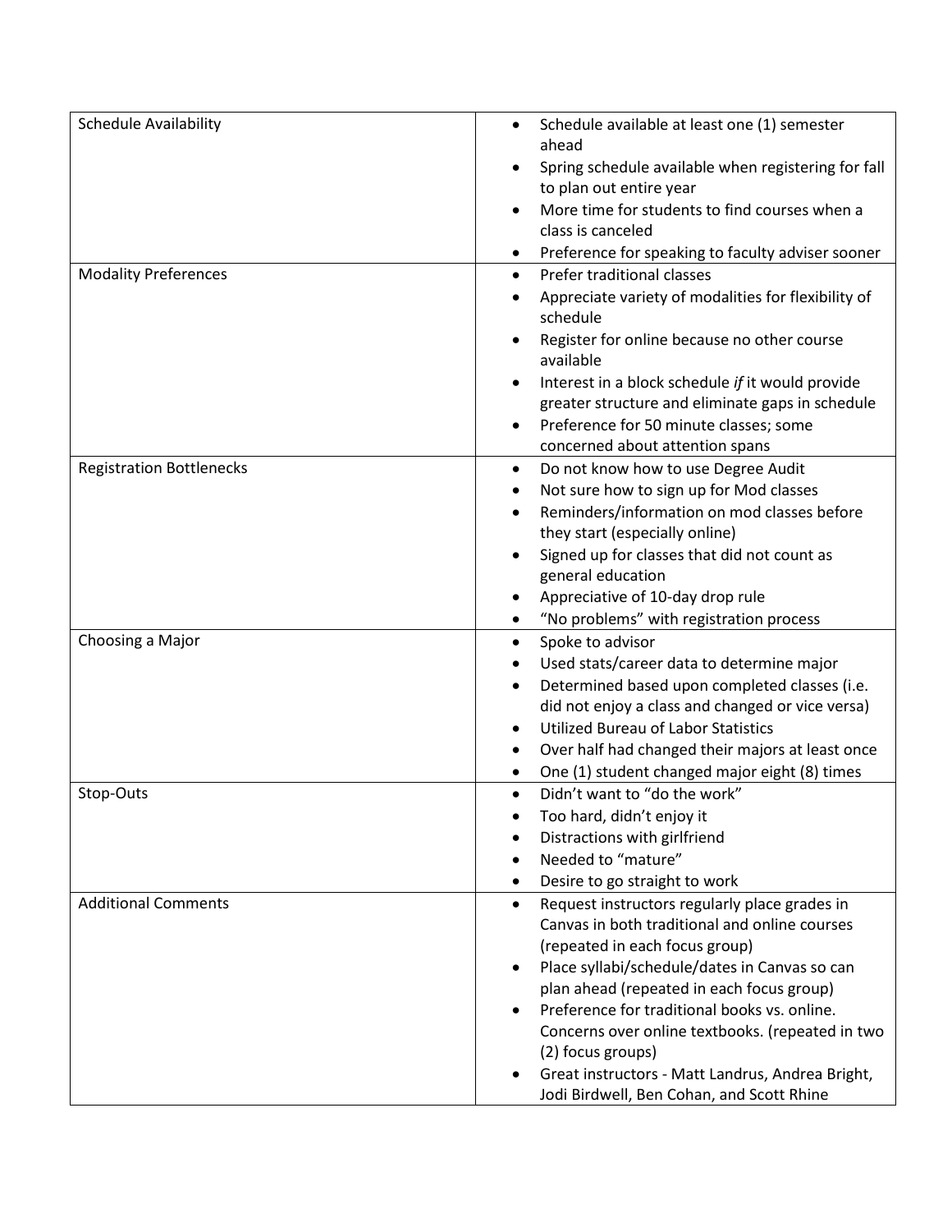| | |
|---|---|
| Schedule Availability | • Schedule available at least one (1) semester ahead<br>• Spring schedule available when registering for fall to plan out entire year<br>• More time for students to find courses when a class is canceled<br>• Preference for speaking to faculty adviser sooner |
| Modality Preferences | • Prefer traditional classes<br>• Appreciate variety of modalities for flexibility of schedule<br>• Register for online because no other course available<br>• Interest in a block schedule *if* it would provide greater structure and eliminate gaps in schedule<br>• Preference for 50 minute classes; some concerned about attention spans |
| Registration Bottlenecks | • Do not know how to use Degree Audit<br>• Not sure how to sign up for Mod classes<br>• Reminders/information on mod classes before they start (especially online)<br>• Signed up for classes that did not count as general education<br>• Appreciative of 10-day drop rule<br>• "No problems" with registration process |
| Choosing a Major | • Spoke to advisor<br>• Used stats/career data to determine major<br>• Determined based upon completed classes (i.e. did not enjoy a class and changed or vice versa)<br>• Utilized Bureau of Labor Statistics<br>• Over half had changed their majors at least once<br>• One (1) student changed major eight (8) times |
| Stop-Outs | • Didn't want to "do the work"<br>• Too hard, didn't enjoy it<br>• Distractions with girlfriend<br>• Needed to "mature"<br>• Desire to go straight to work |
| Additional Comments | • Request instructors regularly place grades in Canvas in both traditional and online courses (repeated in each focus group)<br>• Place syllabi/schedule/dates in Canvas so can plan ahead (repeated in each focus group)<br>• Preference for traditional books vs. online. Concerns over online textbooks. (repeated in two (2) focus groups)<br>• Great instructors - Matt Landrus, Andrea Bright, Jodi Birdwell, Ben Cohan, and Scott Rhine |